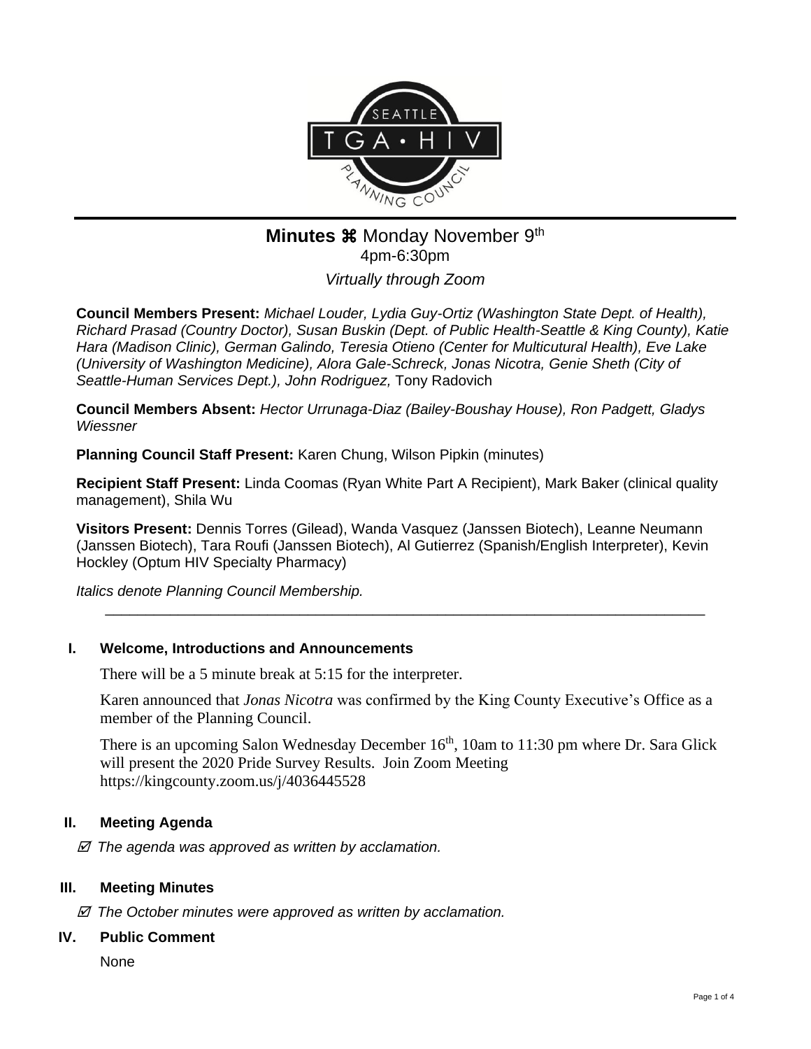# Minutes ⌘ Monday November 9th

4pm-6:30pm

*Virtually through Zoom*

**Council Members Present:** *Michael Louder, Lydia Guy-Ortiz (Washington State Dept. of Health), Richard Prasad (Country Doctor), Susan Buskin (Dept. of Public Health-Seattle & King County), Katie Hara (Madison Clinic), German Galindo, Teresia Otieno (Center for Multicutural Health), Eve Lake (University of Washington Medicine), Alora Gale-Schreck, Jonas Nicotra, Genie Sheth (City of Seattle-Human Services Dept.), John Rodriguez,* Tony Radovich

**Council Members Absent:** *Hector Urrunaga-Diaz (Bailey-Boushay House), Ron Padgett, Gladys Wiessner*

**Planning Council Staff Present:** Karen Chung, Wilson Pipkin (minutes)

**Recipient Staff Present:** Linda Coomas (Ryan White Part A Recipient), Mark Baker (clinical quality management), Shila Wu

**Visitors Present:** Dennis Torres (Gilead), Wanda Vasquez (Janssen Biotech), Leanne Neumann (Janssen Biotech), Tara Roufi (Janssen Biotech), Al Gutierrez (Spanish/English Interpreter), Kevin Hockley (Optum HIV Specialty Pharmacy)

*Italics denote Planning Council Membership.*

---

## I. Welcome, Introductions and Announcements

There will be a 5 minute break at 5:15 for the interpreter.

Karen announced that *Jonas Nicotra* was confirmed by the King County Executive's Office as a member of the Planning Council.

There is an upcoming Salon Wednesday December 16th, 10am to 11:30 pm where Dr. Sara Glick will present the 2020 Pride Survey Results. Join Zoom Meeting https://kingcounty.zoom.us/j/4036445528

## II. Meeting Agenda

☑ *The agenda was approved as written by acclamation.*

## III. Meeting Minutes

☑ *The October minutes were approved as written by acclamation.*

## IV. Public Comment

None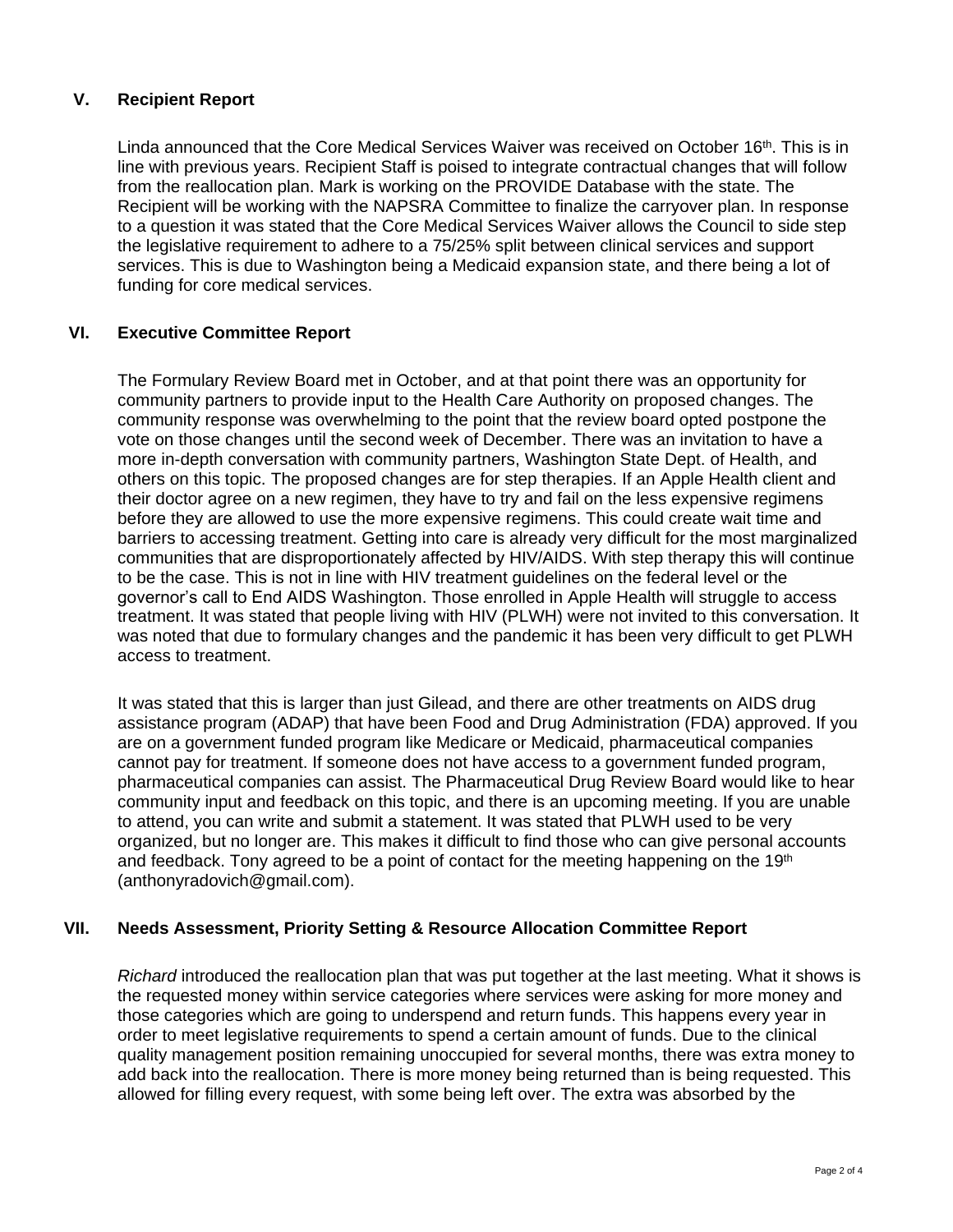## V. Recipient Report

Linda announced that the Core Medical Services Waiver was received on October 16th. This is in line with previous years. Recipient Staff is poised to integrate contractual changes that will follow from the reallocation plan. Mark is working on the PROVIDE Database with the state. The Recipient will be working with the NAPSRA Committee to finalize the carryover plan. In response to a question it was stated that the Core Medical Services Waiver allows the Council to side step the legislative requirement to adhere to a 75/25% split between clinical services and support services. This is due to Washington being a Medicaid expansion state, and there being a lot of funding for core medical services.

## VI. Executive Committee Report

The Formulary Review Board met in October, and at that point there was an opportunity for community partners to provide input to the Health Care Authority on proposed changes. The community response was overwhelming to the point that the review board opted postpone the vote on those changes until the second week of December. There was an invitation to have a more in-depth conversation with community partners, Washington State Dept. of Health, and others on this topic. The proposed changes are for step therapies. If an Apple Health client and their doctor agree on a new regimen, they have to try and fail on the less expensive regimens before they are allowed to use the more expensive regimens. This could create wait time and barriers to accessing treatment. Getting into care is already very difficult for the most marginalized communities that are disproportionately affected by HIV/AIDS. With step therapy this will continue to be the case. This is not in line with HIV treatment guidelines on the federal level or the governor's call to End AIDS Washington. Those enrolled in Apple Health will struggle to access treatment. It was stated that people living with HIV (PLWH) were not invited to this conversation. It was noted that due to formulary changes and the pandemic it has been very difficult to get PLWH access to treatment.

It was stated that this is larger than just Gilead, and there are other treatments on AIDS drug assistance program (ADAP) that have been Food and Drug Administration (FDA) approved. If you are on a government funded program like Medicare or Medicaid, pharmaceutical companies cannot pay for treatment. If someone does not have access to a government funded program, pharmaceutical companies can assist. The Pharmaceutical Drug Review Board would like to hear community input and feedback on this topic, and there is an upcoming meeting. If you are unable to attend, you can write and submit a statement. It was stated that PLWH used to be very organized, but no longer are. This makes it difficult to find those who can give personal accounts and feedback. Tony agreed to be a point of contact for the meeting happening on the 19th (anthonyradovich@gmail.com).

## VII. Needs Assessment, Priority Setting & Resource Allocation Committee Report

*Richard* introduced the reallocation plan that was put together at the last meeting. What it shows is the requested money within service categories where services were asking for more money and those categories which are going to underspend and return funds. This happens every year in order to meet legislative requirements to spend a certain amount of funds. Due to the clinical quality management position remaining unoccupied for several months, there was extra money to add back into the reallocation. There is more money being returned than is being requested. This allowed for filling every request, with some being left over. The extra was absorbed by the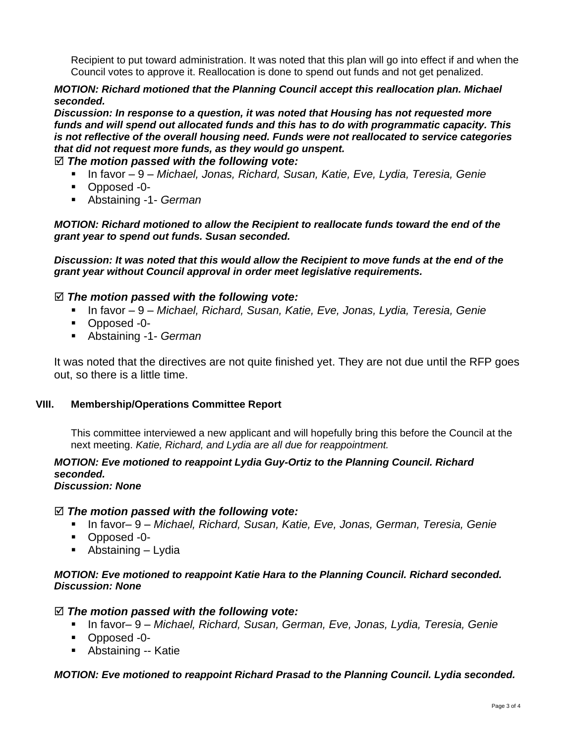Recipient to put toward administration. It was noted that this plan will go into effect if and when the Council votes to approve it. Reallocation is done to spend out funds and not get penalized.

***MOTION: Richard motioned that the Planning Council accept this reallocation plan. Michael seconded.***
***Discussion: In response to a question, it was noted that Housing has not requested more funds and will spend out allocated funds and this has to do with programmatic capacity. This is not reflective of the overall housing need. Funds were not reallocated to service categories that did not request more funds, as they would go unspent.***

☑ ***The motion passed with the following vote:***

- In favor – 9 – *Michael, Jonas, Richard, Susan, Katie, Eve, Lydia, Teresia, Genie*
- Opposed -0-
- Abstaining -1- *German*

***MOTION: Richard motioned to allow the Recipient to reallocate funds toward the end of the grant year to spend out funds. Susan seconded.***

***Discussion: It was noted that this would allow the Recipient to move funds at the end of the grant year without Council approval in order meet legislative requirements.***

☑ ***The motion passed with the following vote:***

- In favor – 9 – *Michael, Richard, Susan, Katie, Eve, Jonas, Lydia, Teresia, Genie*
- Opposed -0-
- Abstaining -1- *German*

It was noted that the directives are not quite finished yet. They are not due until the RFP goes out, so there is a little time.

## VIII. Membership/Operations Committee Report

This committee interviewed a new applicant and will hopefully bring this before the Council at the next meeting. *Katie, Richard, and Lydia are all due for reappointment.*

***MOTION: Eve motioned to reappoint Lydia Guy-Ortiz to the Planning Council. Richard seconded.***
***Discussion: None***

☑ ***The motion passed with the following vote:***

- In favor– 9 – *Michael, Richard, Susan, Katie, Eve, Jonas, German, Teresia, Genie*
- Opposed -0-
- Abstaining – Lydia

***MOTION: Eve motioned to reappoint Katie Hara to the Planning Council. Richard seconded.***
***Discussion: None***

☑ ***The motion passed with the following vote:***

- In favor– 9 – *Michael, Richard, Susan, German, Eve, Jonas, Lydia, Teresia, Genie*
- Opposed -0-
- Abstaining -- Katie

***MOTION: Eve motioned to reappoint Richard Prasad to the Planning Council. Lydia seconded.***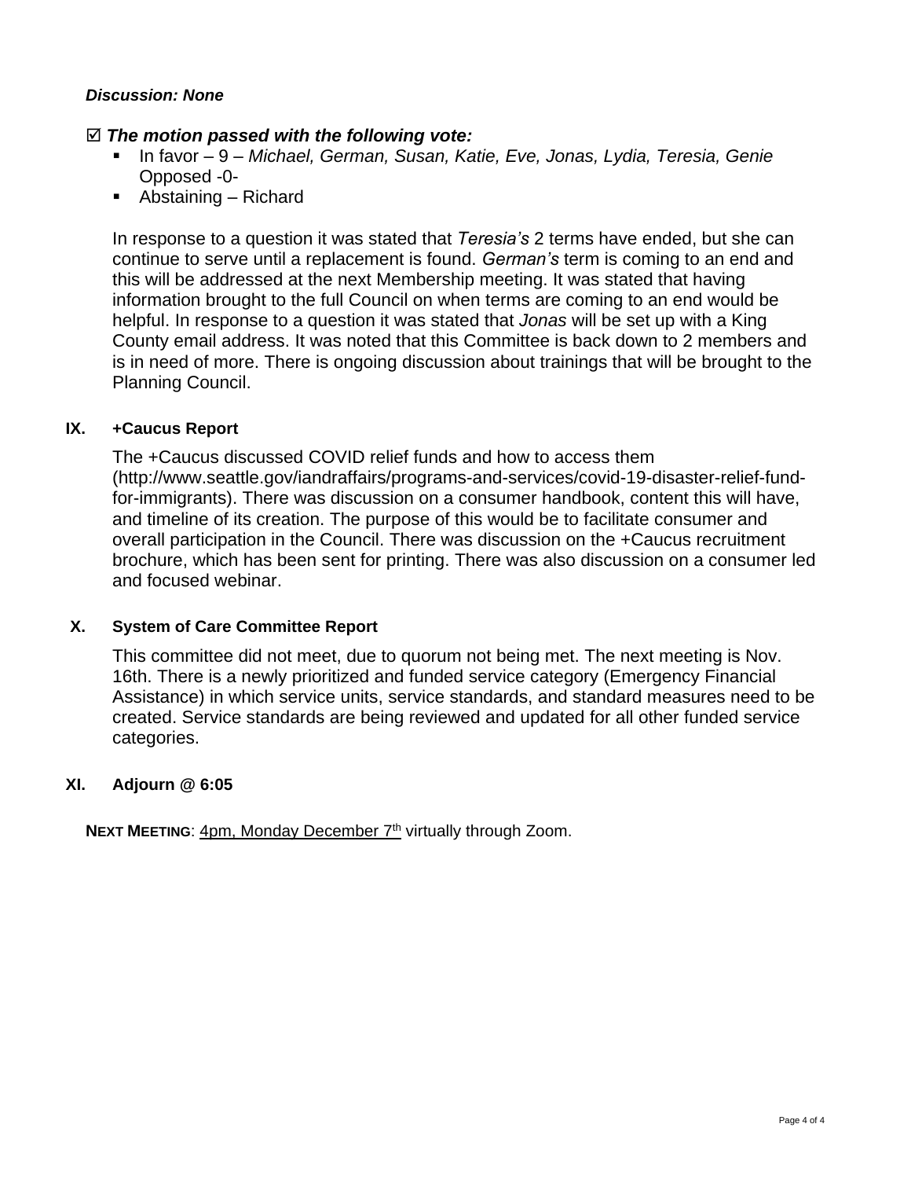***Discussion: None***

☑ ***The motion passed with the following vote:***

- In favor – 9 – *Michael, German, Susan, Katie, Eve, Jonas, Lydia, Teresia, Genie* Opposed -0-
- Abstaining – Richard

In response to a question it was stated that *Teresia's* 2 terms have ended, but she can continue to serve until a replacement is found. *German's* term is coming to an end and this will be addressed at the next Membership meeting. It was stated that having information brought to the full Council on when terms are coming to an end would be helpful. In response to a question it was stated that *Jonas* will be set up with a King County email address. It was noted that this Committee is back down to 2 members and is in need of more. There is ongoing discussion about trainings that will be brought to the Planning Council.

## IX. +Caucus Report

The +Caucus discussed COVID relief funds and how to access them (http://www.seattle.gov/iandraffairs/programs-and-services/covid-19-disaster-relief-fund-for-immigrants). There was discussion on a consumer handbook, content this will have, and timeline of its creation. The purpose of this would be to facilitate consumer and overall participation in the Council. There was discussion on the +Caucus recruitment brochure, which has been sent for printing. There was also discussion on a consumer led and focused webinar.

## X. System of Care Committee Report

This committee did not meet, due to quorum not being met. The next meeting is Nov. 16th. There is a newly prioritized and funded service category (Emergency Financial Assistance) in which service units, service standards, and standard measures need to be created. Service standards are being reviewed and updated for all other funded service categories.

## XI. Adjourn @ 6:05

**NEXT MEETING**: 4pm, Monday December 7th virtually through Zoom.